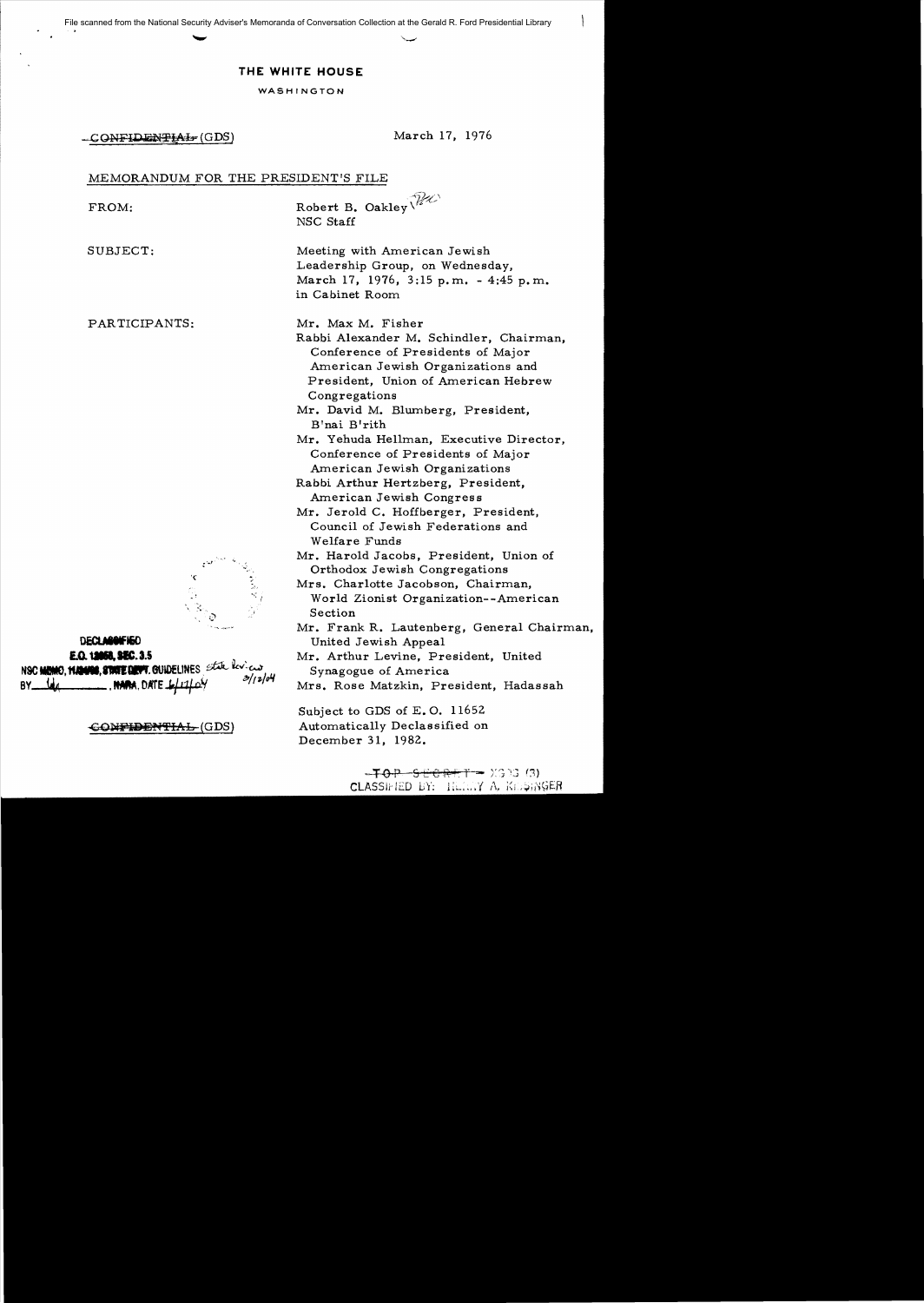File scanned from the National Security Adviser's Memoranda of Conversation Collection at the Gerald R. Ford Presidential Library

# THE WHITE HOUSE

WASHINGTON

~~CONFIDENTIAL~~ (GDS) March 17, 1976

MEMORANDUM FOR THE PRESIDENT'S FILE

FROM: Robert B. Oakley
NSC Staff

SUBJECT: Meeting with American Jewish Leadership Group, on Wednesday, March 17, 1976, 3:15 p.m. - 4:45 p.m. in Cabinet Room

PARTICIPANTS:

Mr. Max M. Fisher

Rabbi Alexander M. Schindler, Chairman, Conference of Presidents of Major American Jewish Organizations and President, Union of American Hebrew Congregations

Mr. David M. Blumberg, President, B'nai B'rith

Mr. Yehuda Hellman, Executive Director, Conference of Presidents of Major American Jewish Organizations

Rabbi Arthur Hertzberg, President, American Jewish Congress

Mr. Jerold C. Hoffberger, President, Council of Jewish Federations and Welfare Funds

Mr. Harold Jacobs, President, Union of Orthodox Jewish Congregations

Mrs. Charlotte Jacobson, Chairman, World Zionist Organization--American Section

Mr. Frank R. Lautenberg, General Chairman, United Jewish Appeal

Mr. Arthur Levine, President, United Synagogue of America

Mrs. Rose Matzkin, President, Hadassah

DECLASSIFIED
E.O. 12958, SEC. 3.5
NSC MEMO, 11/24/98, STATE DEPT. GUIDELINES state review 3/12/04
BY ___, NARA, DATE 6/11/04

~~CONFIDENTIAL~~ (GDS)

Subject to GDS of E.O. 11652 Automatically Declassified on December 31, 1982.

~~TOP SECRET~~ XGDS (3)
CLASSIFIED BY: HENRY A. KISSINGER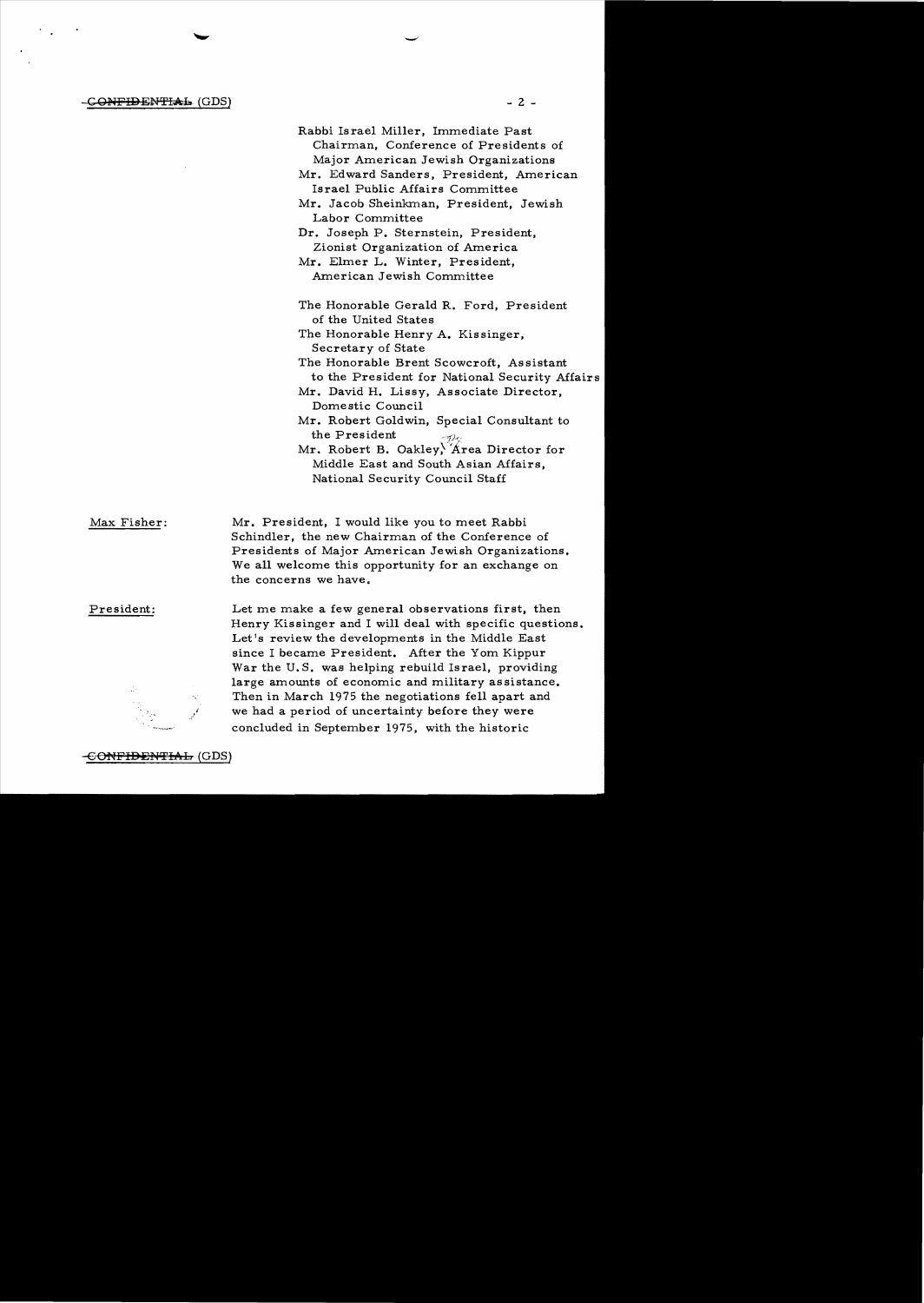Rabbi Israel Miller, Immediate Past Chairman, Conference of Presidents of Major American Jewish Organizations

Mr. Edward Sanders, President, American Israel Public Affairs Committee

Mr. Jacob Sheinkman, President, Jewish Labor Committee

Dr. Joseph P. Sternstein, President, Zionist Organization of America

Mr. Elmer L. Winter, President, American Jewish Committee

The Honorable Gerald R. Ford, President of the United States

The Honorable Henry A. Kissinger, Secretary of State

The Honorable Brent Scowcroft, Assistant to the President for National Security Affairs

Mr. David H. Lissy, Associate Director, Domestic Council

Mr. Robert Goldwin, Special Consultant to the President

Mr. Robert B. Oakley, Area Director for Middle East and South Asian Affairs, National Security Council Staff

Max Fisher: Mr. President, I would like you to meet Rabbi Schindler, the new Chairman of the Conference of Presidents of Major American Jewish Organizations. We all welcome this opportunity for an exchange on the concerns we have.

President: Let me make a few general observations first, then Henry Kissinger and I will deal with specific questions. Let's review the developments in the Middle East since I became President. After the Yom Kippur War the U.S. was helping rebuild Israel, providing large amounts of economic and military assistance. Then in March 1975 the negotiations fell apart and we had a period of uncertainty before they were concluded in September 1975, with the historic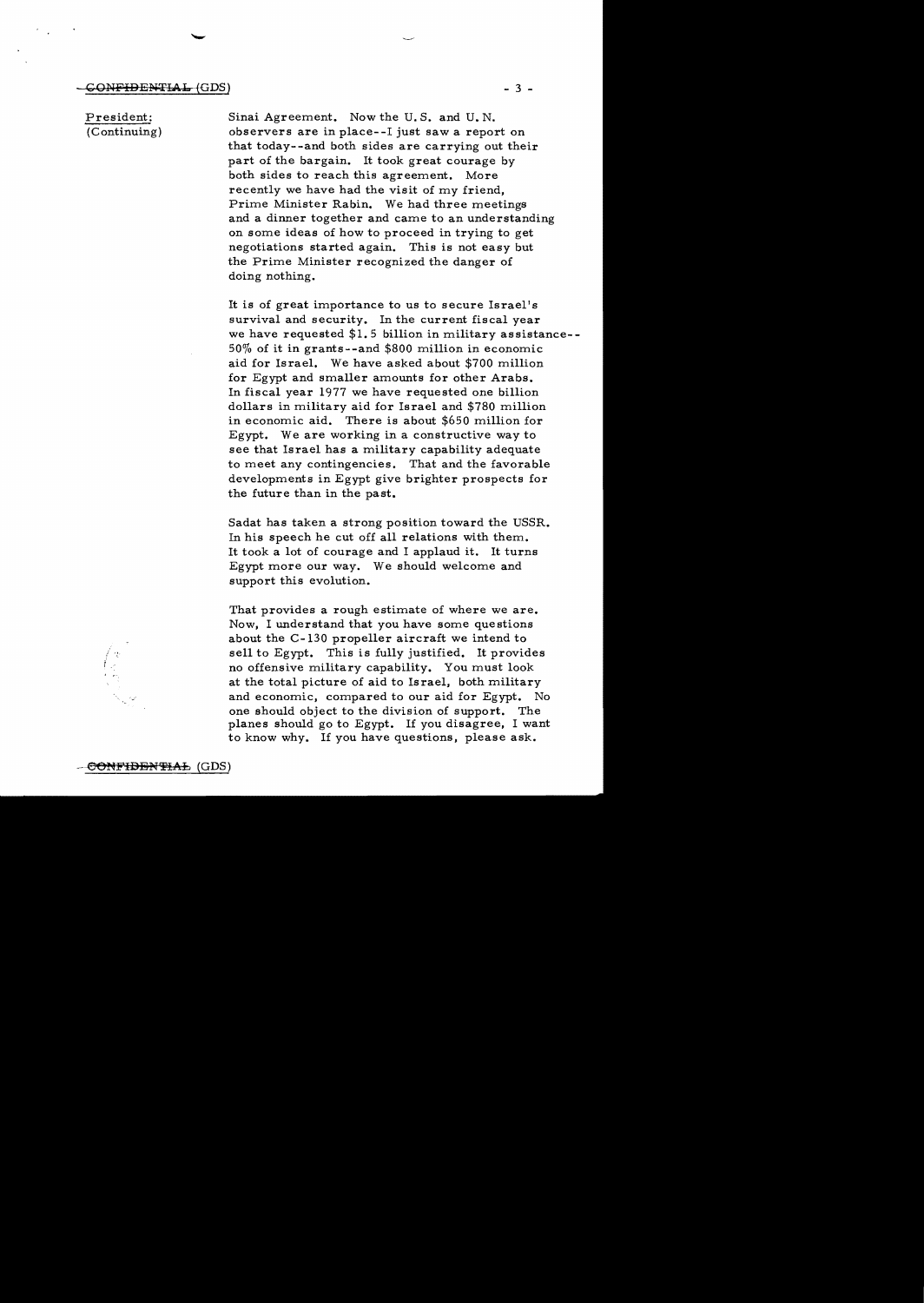President:
(Continuing)

Sinai Agreement. Now the U.S. and U.N. observers are in place--I just saw a report on that today--and both sides are carrying out their part of the bargain. It took great courage by both sides to reach this agreement. More recently we have had the visit of my friend, Prime Minister Rabin. We had three meetings and a dinner together and came to an understanding on some ideas of how to proceed in trying to get negotiations started again. This is not easy but the Prime Minister recognized the danger of doing nothing.

It is of great importance to us to secure Israel's survival and security. In the current fiscal year we have requested $1.5 billion in military assistance--50% of it in grants--and $800 million in economic aid for Israel. We have asked about $700 million for Egypt and smaller amounts for other Arabs. In fiscal year 1977 we have requested one billion dollars in military aid for Israel and $780 million in economic aid. There is about $650 million for Egypt. We are working in a constructive way to see that Israel has a military capability adequate to meet any contingencies. That and the favorable developments in Egypt give brighter prospects for the future than in the past.

Sadat has taken a strong position toward the USSR. In his speech he cut off all relations with them. It took a lot of courage and I applaud it. It turns Egypt more our way. We should welcome and support this evolution.

That provides a rough estimate of where we are. Now, I understand that you have some questions about the C-130 propeller aircraft we intend to sell to Egypt. This is fully justified. It provides no offensive military capability. You must look at the total picture of aid to Israel, both military and economic, compared to our aid for Egypt. No one should object to the division of support. The planes should go to Egypt. If you disagree, I want to know why. If you have questions, please ask.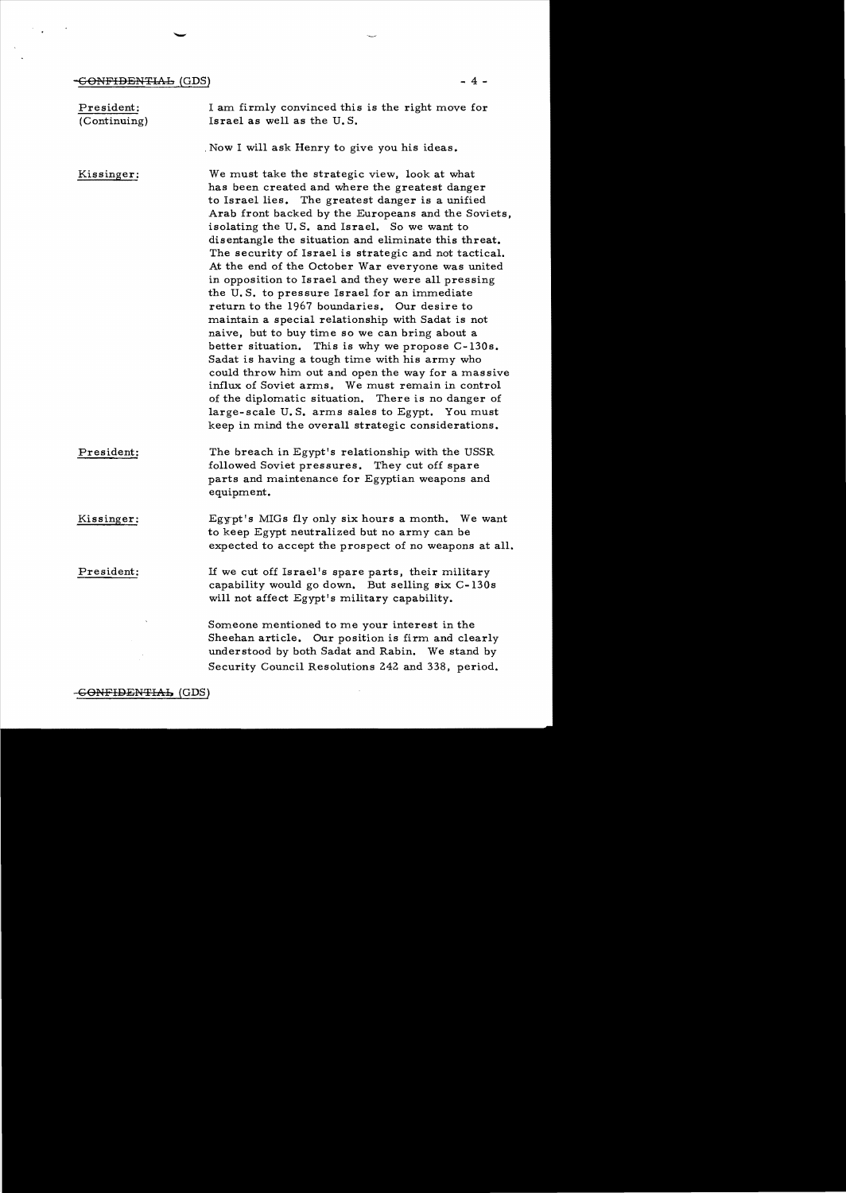CONFIDENTIAL (GDS)

**President:** (Continuing) I am firmly convinced this is the right move for Israel as well as the U.S.

Now I will ask Henry to give you his ideas.

**Kissinger:** We must take the strategic view, look at what has been created and where the greatest danger to Israel lies. The greatest danger is a unified Arab front backed by the Europeans and the Soviets, isolating the U.S. and Israel. So we want to disentangle the situation and eliminate this threat. The security of Israel is strategic and not tactical. At the end of the October War everyone was united in opposition to Israel and they were all pressing the U.S. to pressure Israel for an immediate return to the 1967 boundaries. Our desire to maintain a special relationship with Sadat is not naive, but to buy time so we can bring about a better situation. This is why we propose C-130s. Sadat is having a tough time with his army who could throw him out and open the way for a massive influx of Soviet arms. We must remain in control of the diplomatic situation. There is no danger of large-scale U.S. arms sales to Egypt. You must keep in mind the overall strategic considerations.

**President:** The breach in Egypt's relationship with the USSR followed Soviet pressures. They cut off spare parts and maintenance for Egyptian weapons and equipment.

**Kissinger:** Egypt's MIGs fly only six hours a month. We want to keep Egypt neutralized but no army can be expected to accept the prospect of no weapons at all.

**President:** If we cut off Israel's spare parts, their military capability would go down. But selling six C-130s will not affect Egypt's military capability.

Someone mentioned to me your interest in the Sheehan article. Our position is firm and clearly understood by both Sadat and Rabin. We stand by Security Council Resolutions 242 and 338, period.

CONFIDENTIAL (GDS)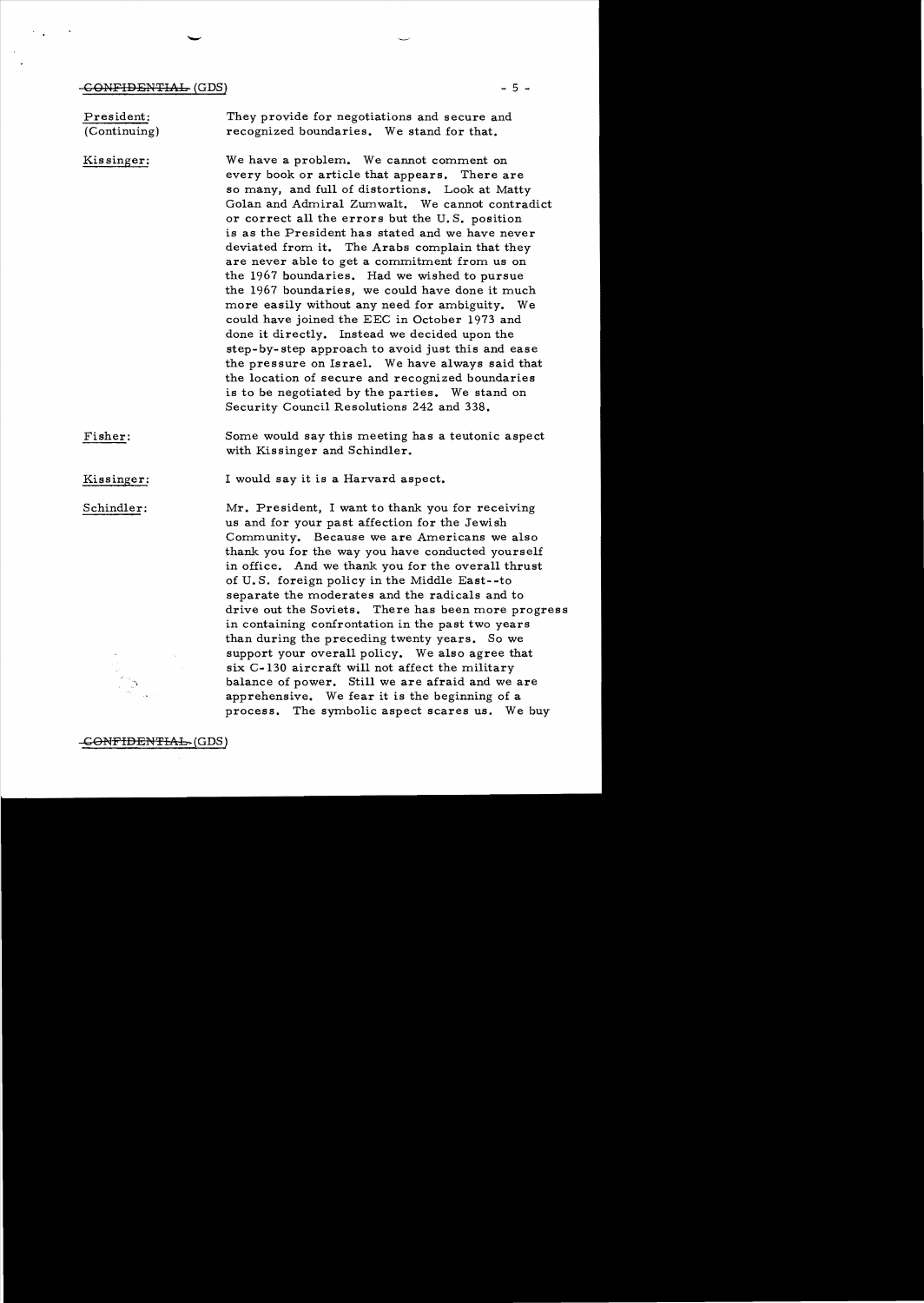**President:** (Continuing) They provide for negotiations and secure and recognized boundaries. We stand for that.

**Kissinger:** We have a problem. We cannot comment on every book or article that appears. There are so many, and full of distortions. Look at Matty Golan and Admiral Zumwalt. We cannot contradict or correct all the errors but the U.S. position is as the President has stated and we have never deviated from it. The Arabs complain that they are never able to get a commitment from us on the 1967 boundaries. Had we wished to pursue the 1967 boundaries, we could have done it much more easily without any need for ambiguity. We could have joined the EEC in October 1973 and done it directly. Instead we decided upon the step-by-step approach to avoid just this and ease the pressure on Israel. We have always said that the location of secure and recognized boundaries is to be negotiated by the parties. We stand on Security Council Resolutions 242 and 338.

**Fisher:** Some would say this meeting has a teutonic aspect with Kissinger and Schindler.

**Kissinger:** I would say it is a Harvard aspect.

**Schindler:** Mr. President, I want to thank you for receiving us and for your past affection for the Jewish Community. Because we are Americans we also thank you for the way you have conducted yourself in office. And we thank you for the overall thrust of U.S. foreign policy in the Middle East--to separate the moderates and the radicals and to drive out the Soviets. There has been more progress in containing confrontation in the past two years than during the preceding twenty years. So we support your overall policy. We also agree that six C-130 aircraft will not affect the military balance of power. Still we are afraid and we are apprehensive. We fear it is the beginning of a process. The symbolic aspect scares us. We buy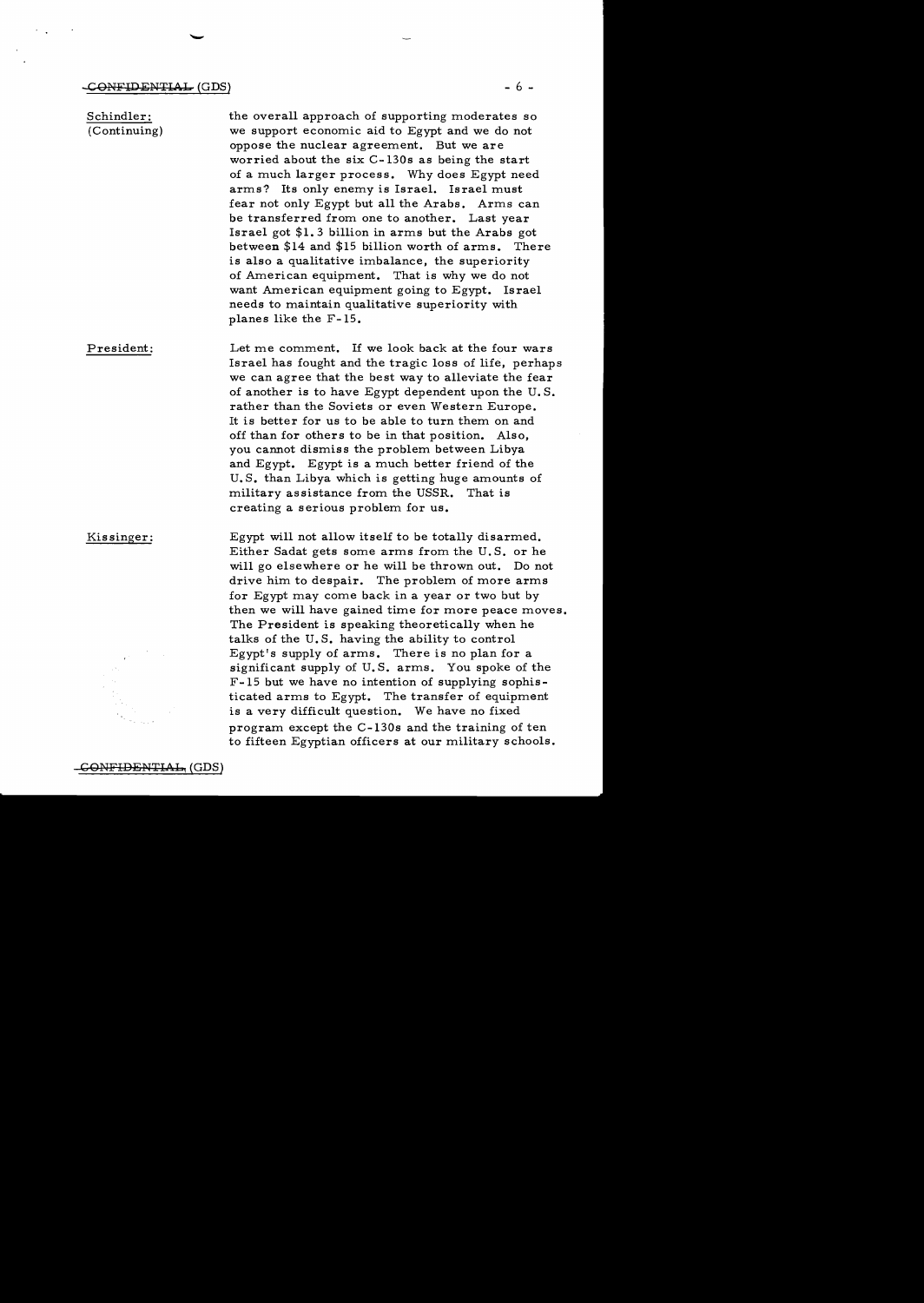**Schindler:** (Continuing) the overall approach of supporting moderates so we support economic aid to Egypt and we do not oppose the nuclear agreement. But we are worried about the six C-130s as being the start of a much larger process. Why does Egypt need arms? Its only enemy is Israel. Israel must fear not only Egypt but all the Arabs. Arms can be transferred from one to another. Last year Israel got $1.3 billion in arms but the Arabs got between $14 and $15 billion worth of arms. There is also a qualitative imbalance, the superiority of American equipment. That is why we do not want American equipment going to Egypt. Israel needs to maintain qualitative superiority with planes like the F-15.

**President:** Let me comment. If we look back at the four wars Israel has fought and the tragic loss of life, perhaps we can agree that the best way to alleviate the fear of another is to have Egypt dependent upon the U.S. rather than the Soviets or even Western Europe. It is better for us to be able to turn them on and off than for others to be in that position. Also, you cannot dismiss the problem between Libya and Egypt. Egypt is a much better friend of the U.S. than Libya which is getting huge amounts of military assistance from the USSR. That is creating a serious problem for us.

**Kissinger:** Egypt will not allow itself to be totally disarmed. Either Sadat gets some arms from the U.S. or he will go elsewhere or he will be thrown out. Do not drive him to despair. The problem of more arms for Egypt may come back in a year or two but by then we will have gained time for more peace moves. The President is speaking theoretically when he talks of the U.S. having the ability to control Egypt's supply of arms. There is no plan for a significant supply of U.S. arms. You spoke of the F-15 but we have no intention of supplying sophisticated arms to Egypt. The transfer of equipment is a very difficult question. We have no fixed program except the C-130s and the training of ten to fifteen Egyptian officers at our military schools.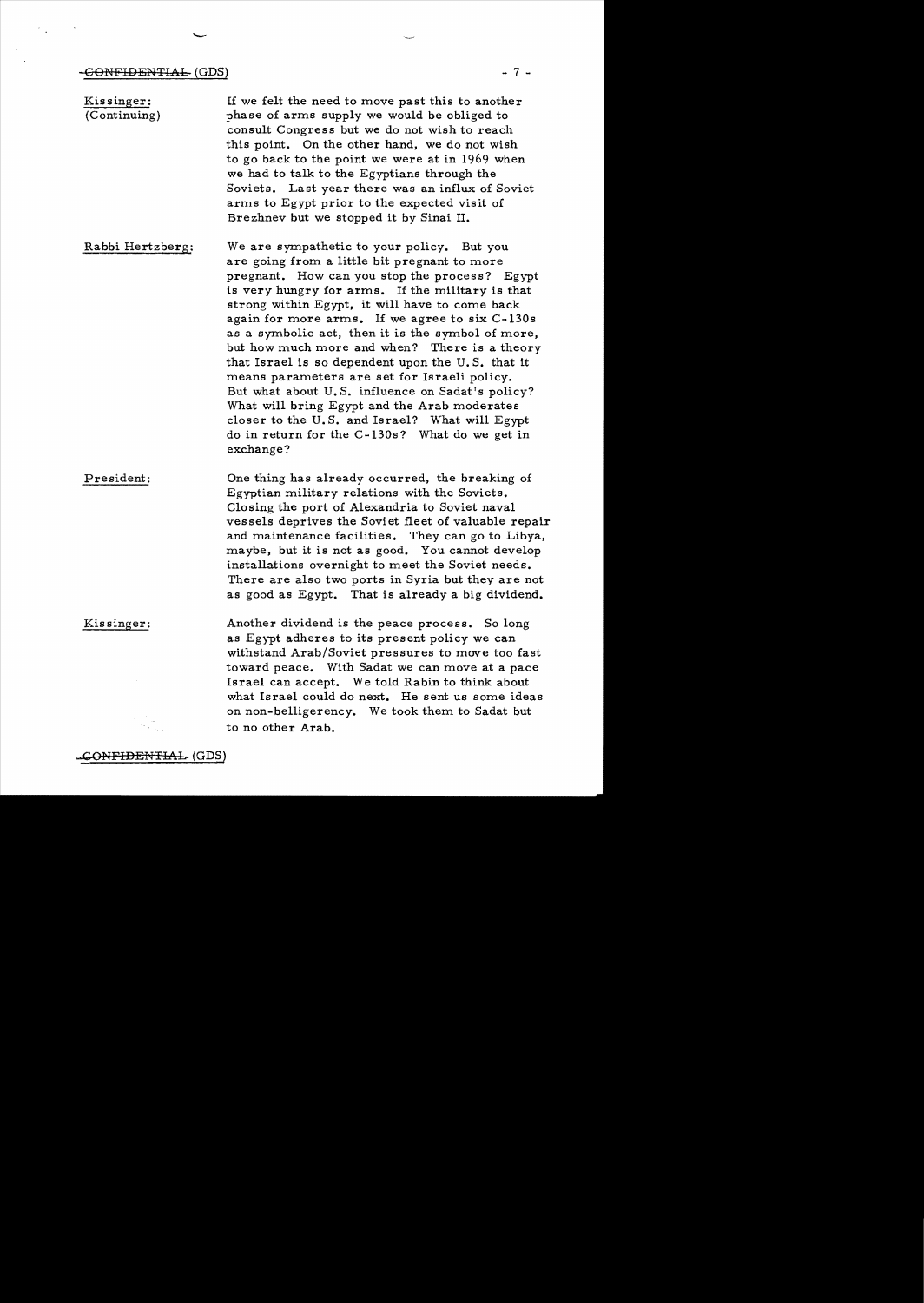**Kissinger:** (Continuing) If we felt the need to move past this to another phase of arms supply we would be obliged to consult Congress but we do not wish to reach this point. On the other hand, we do not wish to go back to the point we were at in 1969 when we had to talk to the Egyptians through the Soviets. Last year there was an influx of Soviet arms to Egypt prior to the expected visit of Brezhnev but we stopped it by Sinai II.

**Rabbi Hertzberg:** We are sympathetic to your policy. But you are going from a little bit pregnant to more pregnant. How can you stop the process? Egypt is very hungry for arms. If the military is that strong within Egypt, it will have to come back again for more arms. If we agree to six C-130s as a symbolic act, then it is the symbol of more, but how much more and when? There is a theory that Israel is so dependent upon the U.S. that it means parameters are set for Israeli policy. But what about U.S. influence on Sadat's policy? What will bring Egypt and the Arab moderates closer to the U.S. and Israel? What will Egypt do in return for the C-130s? What do we get in exchange?

**President:** One thing has already occurred, the breaking of Egyptian military relations with the Soviets. Closing the port of Alexandria to Soviet naval vessels deprives the Soviet fleet of valuable repair and maintenance facilities. They can go to Libya, maybe, but it is not as good. You cannot develop installations overnight to meet the Soviet needs. There are also two ports in Syria but they are not as good as Egypt. That is already a big dividend.

**Kissinger:** Another dividend is the peace process. So long as Egypt adheres to its present policy we can withstand Arab/Soviet pressures to move too fast toward peace. With Sadat we can move at a pace Israel can accept. We told Rabin to think about what Israel could do next. He sent us some ideas on non-belligerency. We took them to Sadat but to no other Arab.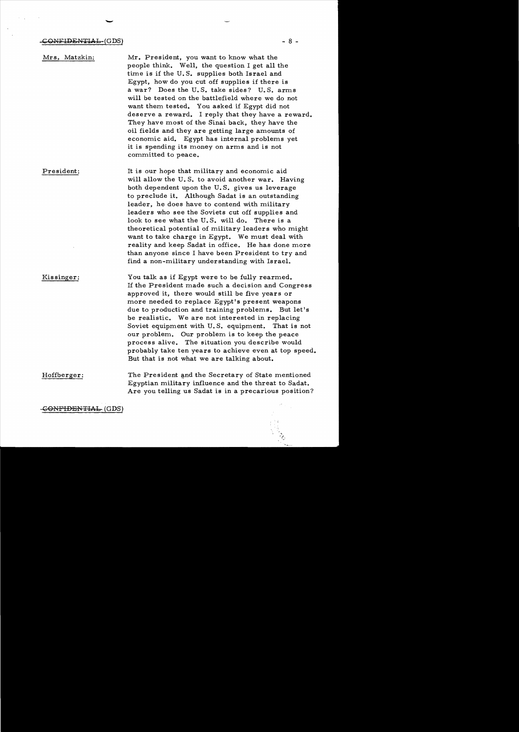CONFIDENTIAL (GDS)

**Mrs. Matzkin:** Mr. President, you want to know what the people think. Well, the question I get all the time is if the U.S. supplies both Israel and Egypt, how do you cut off supplies if there is a war? Does the U.S. take sides? U.S. arms will be tested on the battlefield where we do not want them tested. You asked if Egypt did not deserve a reward. I reply that they have a reward. They have most of the Sinai back, they have the oil fields and they are getting large amounts of economic aid. Egypt has internal problems yet it is spending its money on arms and is not committed to peace.

**President:** It is our hope that military and economic aid will allow the U.S. to avoid another war. Having both dependent upon the U.S. gives us leverage to preclude it. Although Sadat is an outstanding leader, he does have to contend with military leaders who see the Soviets cut off supplies and look to see what the U.S. will do. There is a theoretical potential of military leaders who might want to take charge in Egypt. We must deal with reality and keep Sadat in office. He has done more than anyone since I have been President to try and find a non-military understanding with Israel.

**Kissinger:** You talk as if Egypt were to be fully rearmed. If the President made such a decision and Congress approved it, there would still be five years or more needed to replace Egypt's present weapons due to production and training problems. But let's be realistic. We are not interested in replacing Soviet equipment with U.S. equipment. That is not our problem. Our problem is to keep the peace process alive. The situation you describe would probably take ten years to achieve even at top speed. But that is not what we are talking about.

**Hoffberger:** The President and the Secretary of State mentioned Egyptian military influence and the threat to Sadat. Are you telling us Sadat is in a precarious position?

CONFIDENTIAL (GDS)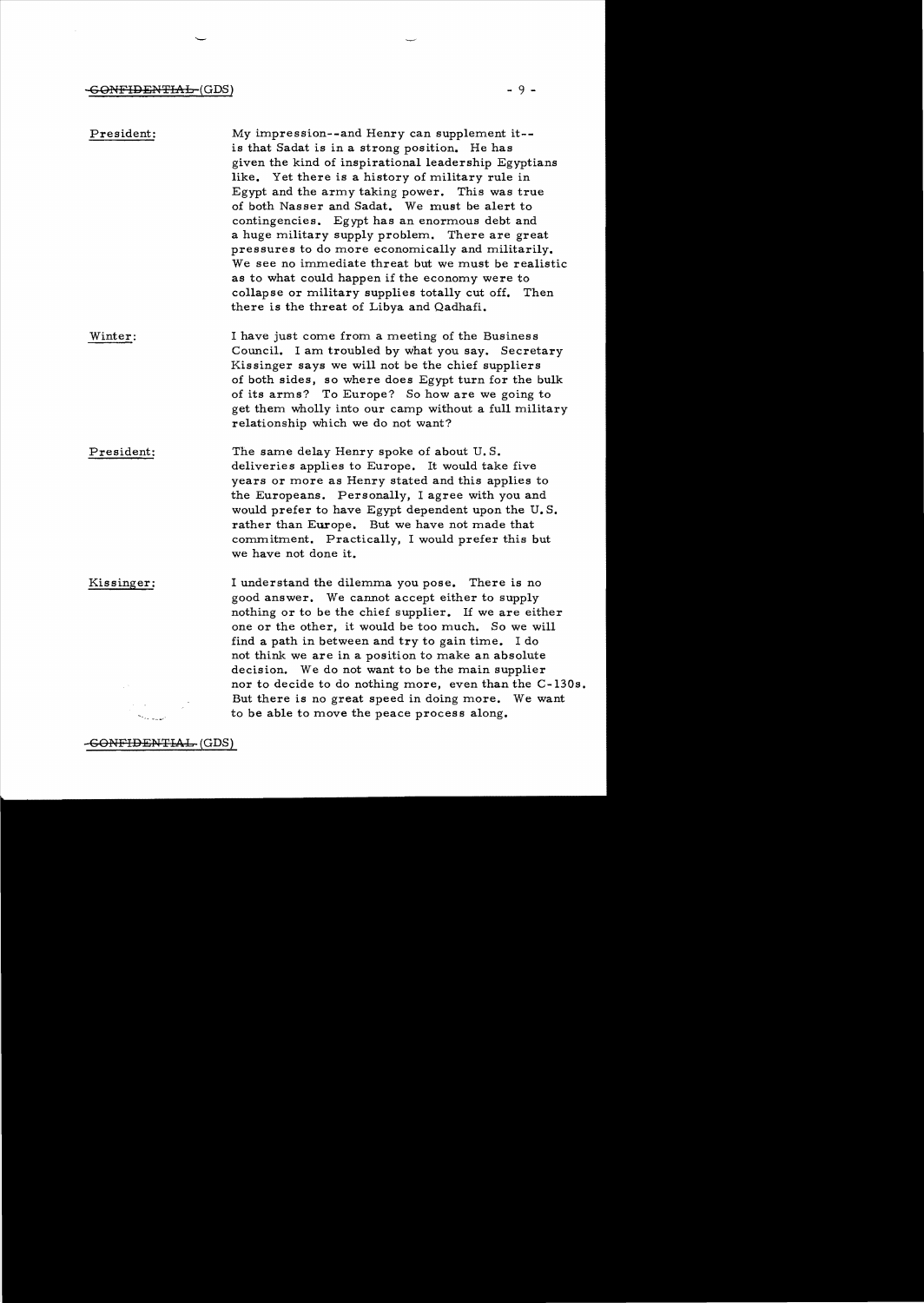**President:** My impression--and Henry can supplement it--is that Sadat is in a strong position. He has given the kind of inspirational leadership Egyptians like. Yet there is a history of military rule in Egypt and the army taking power. This was true of both Nasser and Sadat. We must be alert to contingencies. Egypt has an enormous debt and a huge military supply problem. There are great pressures to do more economically and militarily. We see no immediate threat but we must be realistic as to what could happen if the economy were to collapse or military supplies totally cut off. Then there is the threat of Libya and Qadhafi.

**Winter:** I have just come from a meeting of the Business Council. I am troubled by what you say. Secretary Kissinger says we will not be the chief suppliers of both sides, so where does Egypt turn for the bulk of its arms? To Europe? So how are we going to get them wholly into our camp without a full military relationship which we do not want?

**President:** The same delay Henry spoke of about U.S. deliveries applies to Europe. It would take five years or more as Henry stated and this applies to the Europeans. Personally, I agree with you and would prefer to have Egypt dependent upon the U.S. rather than Europe. But we have not made that commitment. Practically, I would prefer this but we have not done it.

**Kissinger:** I understand the dilemma you pose. There is no good answer. We cannot accept either to supply nothing or to be the chief supplier. If we are either one or the other, it would be too much. So we will find a path in between and try to gain time. I do not think we are in a position to make an absolute decision. We do not want to be the main supplier nor to decide to do nothing more, even than the C-130s. But there is no great speed in doing more. We want to be able to move the peace process along.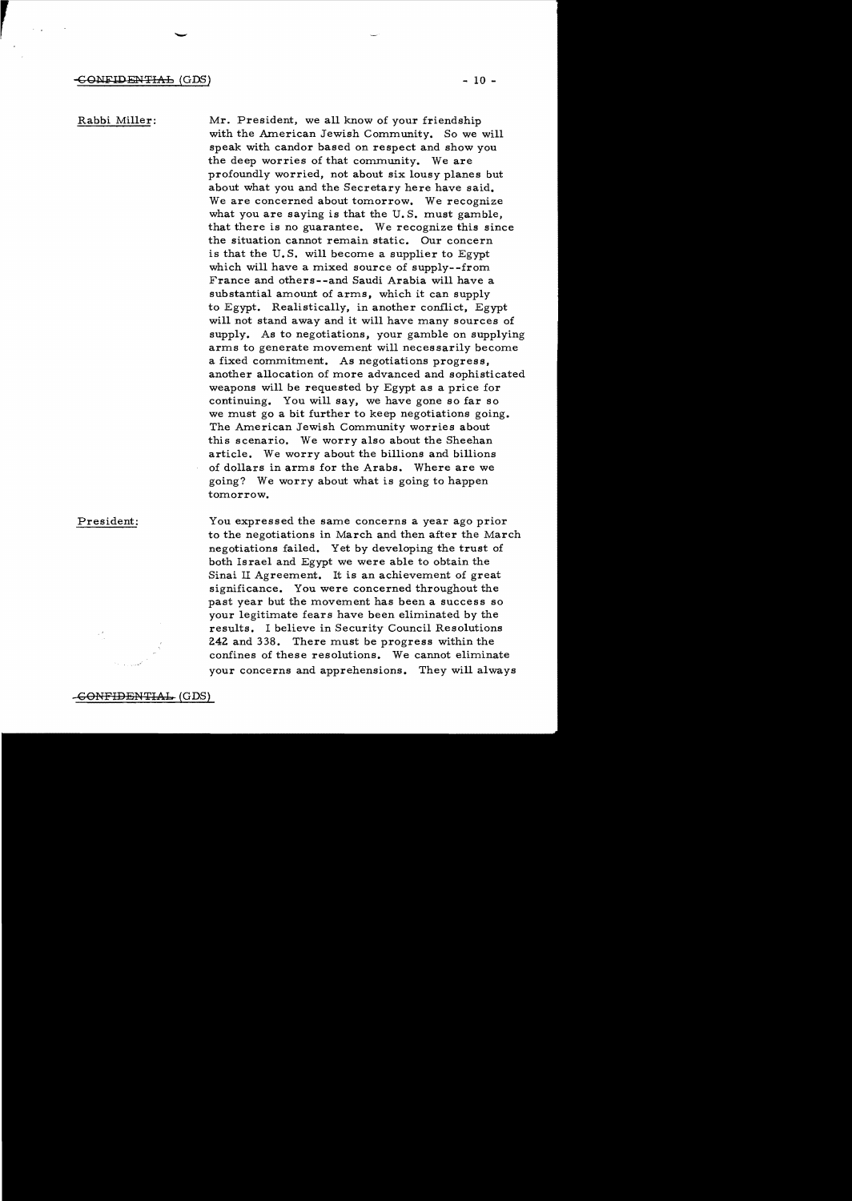CONFIDENTIAL (GDS)

Rabbi Miller: Mr. President, we all know of your friendship with the American Jewish Community. So we will speak with candor based on respect and show you the deep worries of that community. We are profoundly worried, not about six lousy planes but about what you and the Secretary here have said. We are concerned about tomorrow. We recognize what you are saying is that the U.S. must gamble, that there is no guarantee. We recognize this since the situation cannot remain static. Our concern is that the U.S. will become a supplier to Egypt which will have a mixed source of supply--from France and others--and Saudi Arabia will have a substantial amount of arms, which it can supply to Egypt. Realistically, in another conflict, Egypt will not stand away and it will have many sources of supply. As to negotiations, your gamble on supplying arms to generate movement will necessarily become a fixed commitment. As negotiations progress, another allocation of more advanced and sophisticated weapons will be requested by Egypt as a price for continuing. You will say, we have gone so far so we must go a bit further to keep negotiations going. The American Jewish Community worries about this scenario. We worry also about the Sheehan article. We worry about the billions and billions of dollars in arms for the Arabs. Where are we going? We worry about what is going to happen tomorrow.

President: You expressed the same concerns a year ago prior to the negotiations in March and then after the March negotiations failed. Yet by developing the trust of both Israel and Egypt we were able to obtain the Sinai II Agreement. It is an achievement of great significance. You were concerned throughout the past year but the movement has been a success so your legitimate fears have been eliminated by the results. I believe in Security Council Resolutions 242 and 338. There must be progress within the confines of these resolutions. We cannot eliminate your concerns and apprehensions. They will always

CONFIDENTIAL (GDS)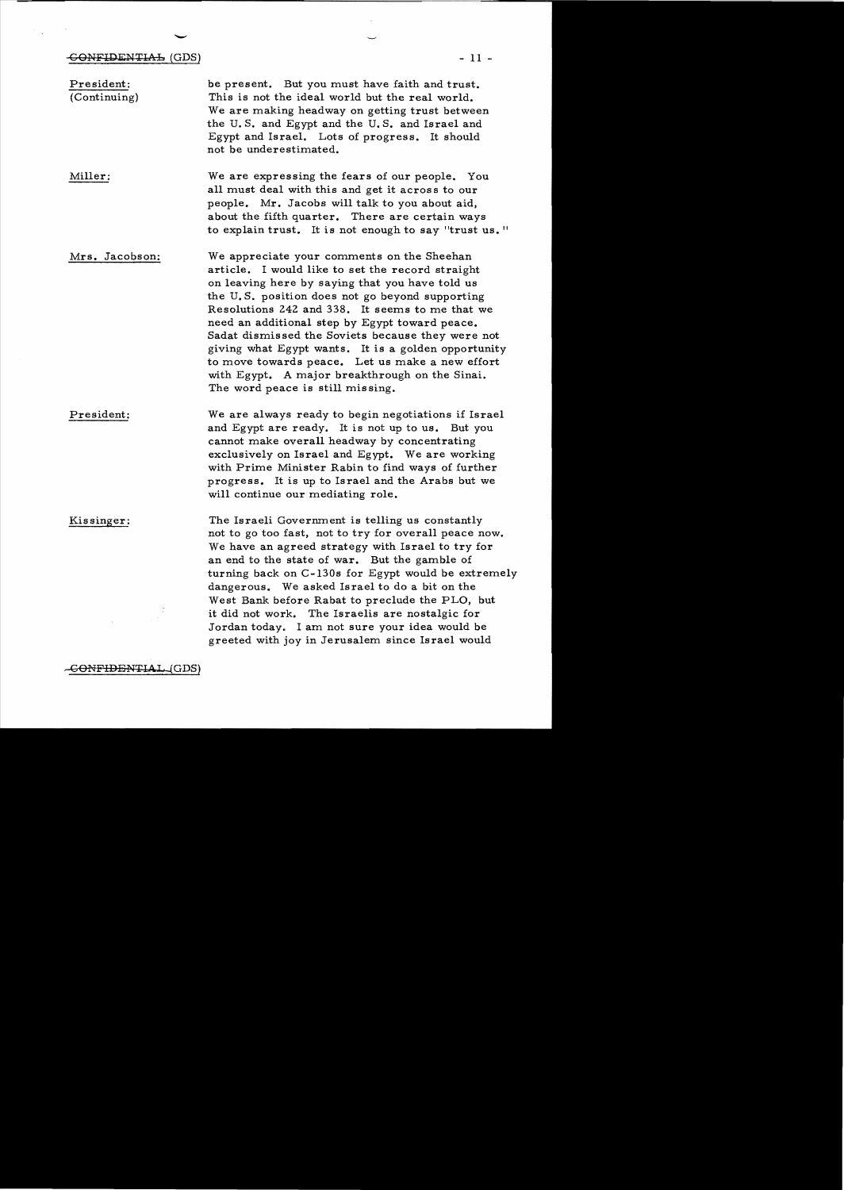**President:** (Continuing) be present. But you must have faith and trust. This is not the ideal world but the real world. We are making headway on getting trust between the U.S. and Egypt and the U.S. and Israel and Egypt and Israel. Lots of progress. It should not be underestimated.

**Miller:** We are expressing the fears of our people. You all must deal with this and get it across to our people. Mr. Jacobs will talk to you about aid, about the fifth quarter. There are certain ways to explain trust. It is not enough to say "trust us."

**Mrs. Jacobson:** We appreciate your comments on the Sheehan article. I would like to set the record straight on leaving here by saying that you have told us the U.S. position does not go beyond supporting Resolutions 242 and 338. It seems to me that we need an additional step by Egypt toward peace. Sadat dismissed the Soviets because they were not giving what Egypt wants. It is a golden opportunity to move towards peace. Let us make a new effort with Egypt. A major breakthrough on the Sinai. The word peace is still missing.

**President:** We are always ready to begin negotiations if Israel and Egypt are ready. It is not up to us. But you cannot make overall headway by concentrating exclusively on Israel and Egypt. We are working with Prime Minister Rabin to find ways of further progress. It is up to Israel and the Arabs but we will continue our mediating role.

**Kissinger:** The Israeli Government is telling us constantly not to go too fast, not to try for overall peace now. We have an agreed strategy with Israel to try for an end to the state of war. But the gamble of turning back on C-130s for Egypt would be extremely dangerous. We asked Israel to do a bit on the West Bank before Rabat to preclude the PLO, but it did not work. The Israelis are nostalgic for Jordan today. I am not sure your idea would be greeted with joy in Jerusalem since Israel would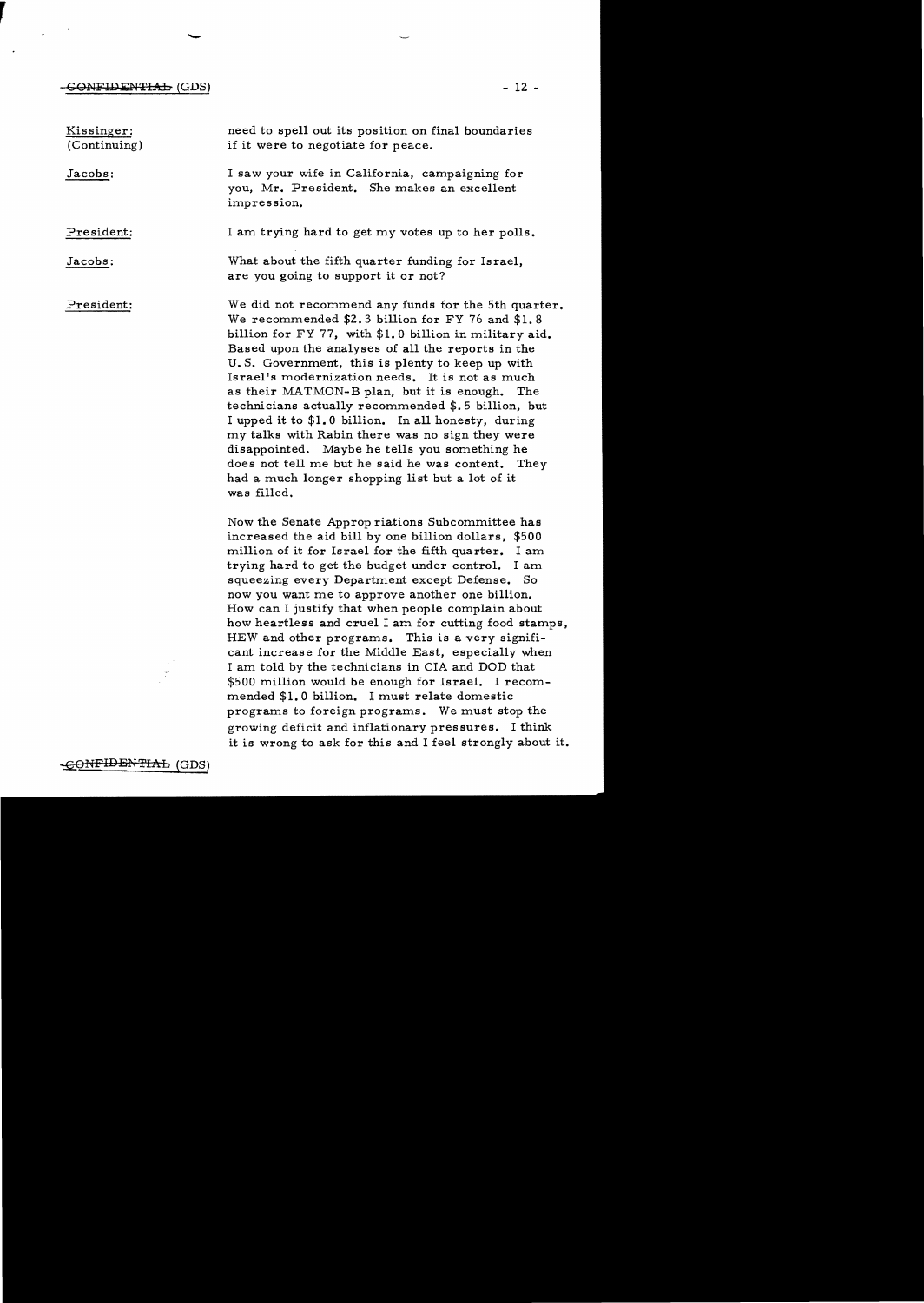CONFIDENTIAL (GDS)

Kissinger: (Continuing) need to spell out its position on final boundaries if it were to negotiate for peace.

Jacobs: I saw your wife in California, campaigning for you, Mr. President. She makes an excellent impression.

President: I am trying hard to get my votes up to her polls.

Jacobs: What about the fifth quarter funding for Israel, are you going to support it or not?

President: We did not recommend any funds for the 5th quarter. We recommended \$2.3 billion for FY 76 and \$1.8 billion for FY 77, with \$1.0 billion in military aid. Based upon the analyses of all the reports in the U.S. Government, this is plenty to keep up with Israel's modernization needs. It is not as much as their MATMON-B plan, but it is enough. The technicians actually recommended \$.5 billion, but I upped it to \$1.0 billion. In all honesty, during my talks with Rabin there was no sign they were disappointed. Maybe he tells you something he does not tell me but he said he was content. They had a much longer shopping list but a lot of it was filled.

Now the Senate Appropriations Subcommittee has increased the aid bill by one billion dollars, \$500 million of it for Israel for the fifth quarter. I am trying hard to get the budget under control. I am squeezing every Department except Defense. So now you want me to approve another one billion. How can I justify that when people complain about how heartless and cruel I am for cutting food stamps, HEW and other programs. This is a very significant increase for the Middle East, especially when I am told by the technicians in CIA and DOD that \$500 million would be enough for Israel. I recommended \$1.0 billion. I must relate domestic programs to foreign programs. We must stop the growing deficit and inflationary pressures. I think it is wrong to ask for this and I feel strongly about it.

CONFIDENTIAL (GDS)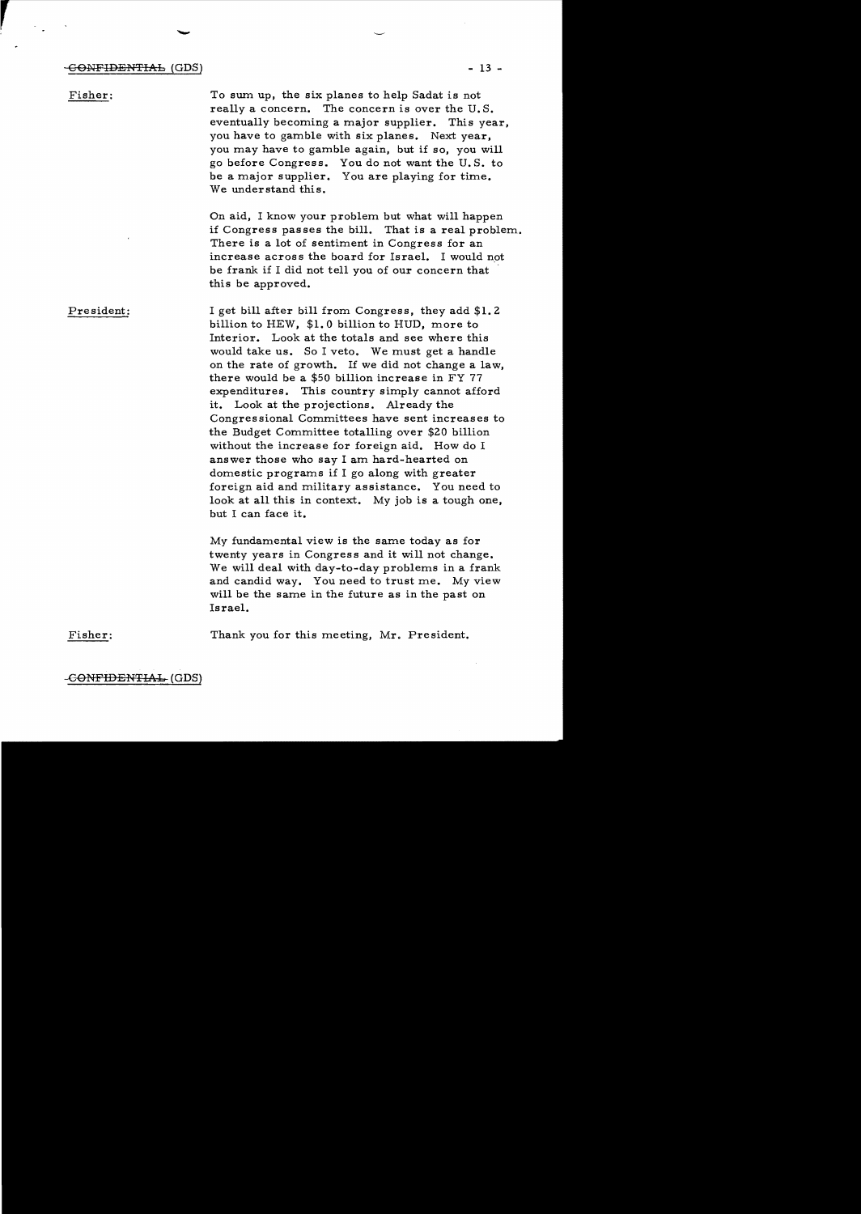~~CONFIDENTIAL~~ (GDS)

Fisher: To sum up, the six planes to help Sadat is not really a concern. The concern is over the U.S. eventually becoming a major supplier. This year, you have to gamble with six planes. Next year, you may have to gamble again, but if so, you will go before Congress. You do not want the U.S. to be a major supplier. You are playing for time. We understand this.

On aid, I know your problem but what will happen if Congress passes the bill. That is a real problem. There is a lot of sentiment in Congress for an increase across the board for Israel. I would not be frank if I did not tell you of our concern that this be approved.

President: I get bill after bill from Congress, they add $1.2 billion to HEW, $1.0 billion to HUD, more to Interior. Look at the totals and see where this would take us. So I veto. We must get a handle on the rate of growth. If we did not change a law, there would be a $50 billion increase in FY 77 expenditures. This country simply cannot afford it. Look at the projections. Already the Congressional Committees have sent increases to the Budget Committee totalling over $20 billion without the increase for foreign aid. How do I answer those who say I am hard-hearted on domestic programs if I go along with greater foreign aid and military assistance. You need to look at all this in context. My job is a tough one, but I can face it.

My fundamental view is the same today as for twenty years in Congress and it will not change. We will deal with day-to-day problems in a frank and candid way. You need to trust me. My view will be the same in the future as in the past on Israel.

Fisher: Thank you for this meeting, Mr. President.

~~CONFIDENTIAL~~ (GDS)